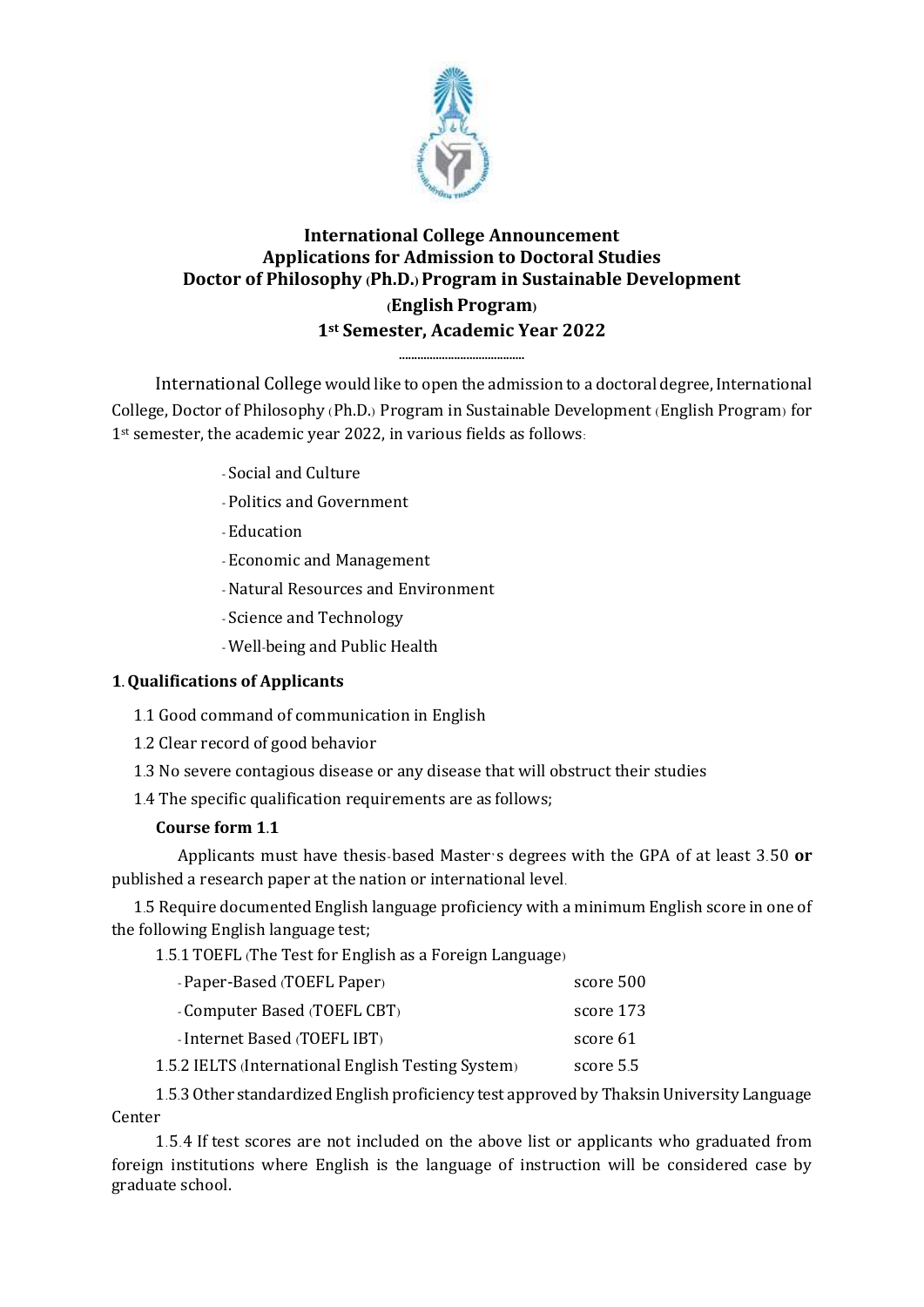# International College Announcement
## Applications for Admission to Doctoral Studies
## Doctor of Philosophy (Ph.D.) Program in Sustainable Development (English Program)
## 1st Semester, Academic Year 2022

.........................................

International College would like to open the admission to a doctoral degree, International College, Doctor of Philosophy (Ph.D.) Program in Sustainable Development (English Program) for 1st semester, the academic year 2022, in various fields as follows:

- Social and Culture
- Politics and Government
- Education
- Economic and Management
- Natural Resources and Environment
- Science and Technology
- Well-being and Public Health

### 1. Qualifications of Applicants

1.1 Good command of communication in English

1.2 Clear record of good behavior

1.3 No severe contagious disease or any disease that will obstruct their studies

1.4 The specific qualification requirements are as follows;

**Course form 1.1**

Applicants must have thesis-based Master's degrees with the GPA of at least 3.50 **or** published a research paper at the nation or international level.

1.5 Require documented English language proficiency with a minimum English score in one of the following English language test;

1.5.1 TOEFL (The Test for English as a Foreign Language)

| | |
|---|---|
| - Paper-Based (TOEFL Paper) | score 500 |
| - Computer Based (TOEFL CBT) | score 173 |
| - Internet Based (TOEFL IBT) | score 61 |
| 1.5.2 IELTS (International English Testing System) | score 5.5 |

1.5.3 Other standardized English proficiency test approved by Thaksin University Language Center

1.5.4 If test scores are not included on the above list or applicants who graduated from foreign institutions where English is the language of instruction will be considered case by graduate school.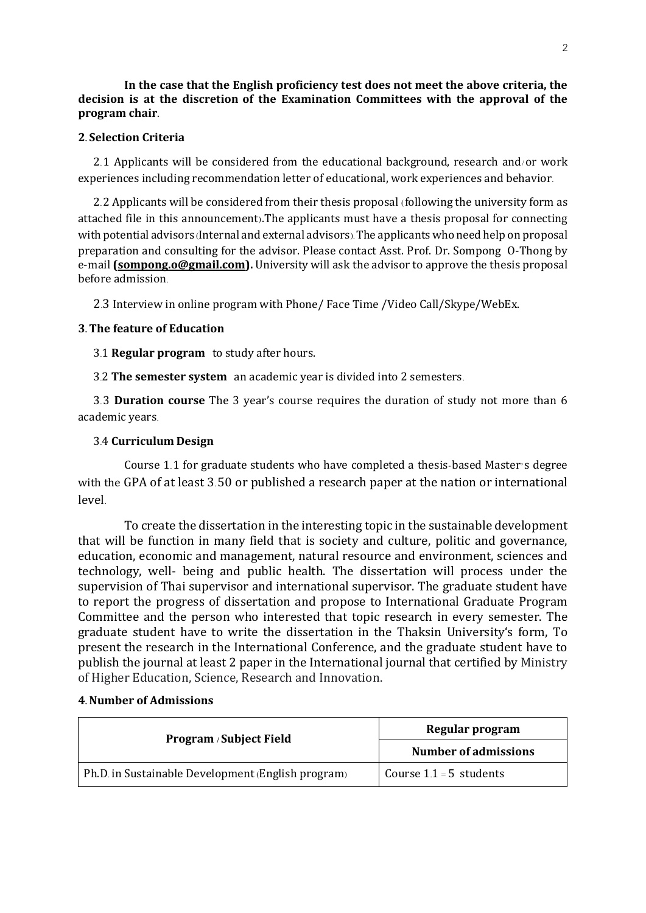**In the case that the English proficiency test does not meet the above criteria, the decision is at the discretion of the Examination Committees with the approval of the program chair**.

**2. Selection Criteria**

2.1 Applicants will be considered from the educational background, research and/or work experiences including recommendation letter of educational, work experiences and behavior.

2.2 Applicants will be considered from their thesis proposal (following the university form as attached file in this announcement).The applicants must have a thesis proposal for connecting with potential advisors (Internal and external advisors). The applicants who need help on proposal preparation and consulting for the advisor. Please contact Asst. Prof. Dr. Sompong O-Thong by e-mail **(sompong.o@gmail.com).** University will ask the advisor to approve the thesis proposal before admission.

2.3 Interview in online program with Phone/ Face Time /Video Call/Skype/WebEx.

**3. The feature of Education**

3.1 **Regular program** to study after hours.

3.2 **The semester system** an academic year is divided into 2 semesters.

3.3 **Duration course** The 3 year's course requires the duration of study not more than 6 academic years.

3.4 **Curriculum Design**

Course 1.1 for graduate students who have completed a thesis-based Master's degree with the GPA of at least 3.50 or published a research paper at the nation or international level.

To create the dissertation in the interesting topic in the sustainable development that will be function in many field that is society and culture, politic and governance, education, economic and management, natural resource and environment, sciences and technology, well- being and public health. The dissertation will process under the supervision of Thai supervisor and international supervisor. The graduate student have to report the progress of dissertation and propose to International Graduate Program Committee and the person who interested that topic research in every semester. The graduate student have to write the dissertation in the Thaksin University's form, To present the research in the International Conference, and the graduate student have to publish the journal at least 2 paper in the International journal that certified by Ministry of Higher Education, Science, Research and Innovation.

**4. Number of Admissions**

| Program / Subject Field | Regular program |
|---|---|
| | **Number of admissions** |
| Ph.D. in Sustainable Development (English program) | Course 1.1 = 5 students |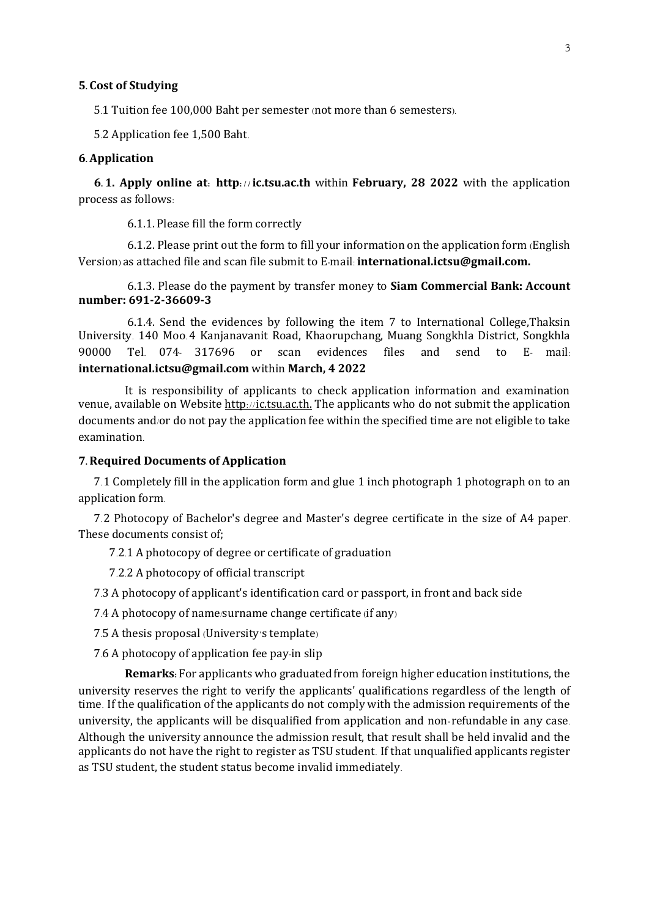## 5. Cost of Studying

5.1 Tuition fee 100,000 Baht per semester (not more than 6 semesters).

5.2 Application fee 1,500 Baht.

## 6. Application

**6.1. Apply online at: http://ic.tsu.ac.th** within **February, 28 2022** with the application process as follows:

6.1.1. Please fill the form correctly

6.1.2. Please print out the form to fill your information on the application form (English Version) as attached file and scan file submit to E-mail: **international.ictsu@gmail.com.**

6.1.3. Please do the payment by transfer money to **Siam Commercial Bank: Account number: 691-2-36609-3**

6.1.4. Send the evidences by following the item 7 to International College,Thaksin University. 140 Moo.4 Kanjanavanit Road, Khaorupchang, Muang Songkhla District, Songkhla 90000 Tel. 074- 317696 or scan evidences files and send to E- mail: **international.ictsu@gmail.com** within **March, 4 2022**

It is responsibility of applicants to check application information and examination venue, available on Website http://ic.tsu.ac.th. The applicants who do not submit the application documents and/or do not pay the application fee within the specified time are not eligible to take examination.

## 7. Required Documents of Application

7.1 Completely fill in the application form and glue 1 inch photograph 1 photograph on to an application form.

7.2 Photocopy of Bachelor's degree and Master's degree certificate in the size of A4 paper. These documents consist of;

7.2.1 A photocopy of degree or certificate of graduation

7.2.2 A photocopy of official transcript

7.3 A photocopy of applicant's identification card or passport, in front and back side

7.4 A photocopy of name/surname change certificate (if any)

7.5 A thesis proposal (University's template)

7.6 A photocopy of application fee pay-in slip

**Remarks:** For applicants who graduated from foreign higher education institutions, the university reserves the right to verify the applicants' qualifications regardless of the length of time. If the qualification of the applicants do not comply with the admission requirements of the university, the applicants will be disqualified from application and non-refundable in any case. Although the university announce the admission result, that result shall be held invalid and the applicants do not have the right to register as TSU student. If that unqualified applicants register as TSU student, the student status become invalid immediately.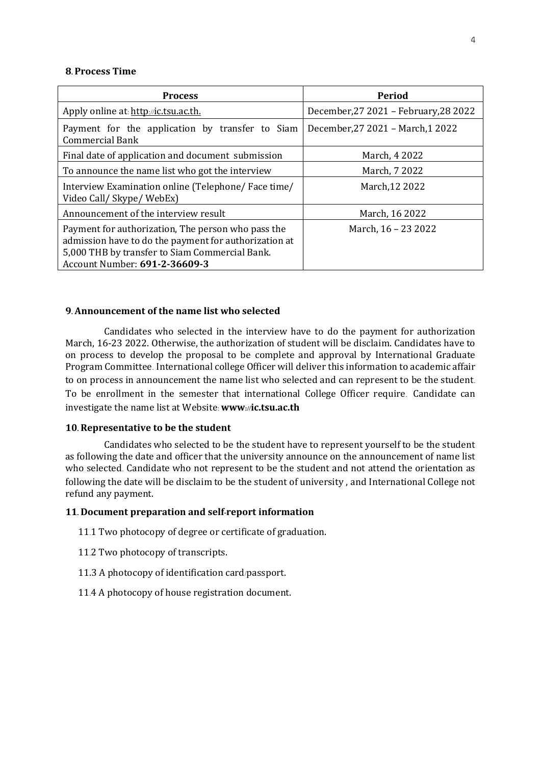**8. Process Time**

| Process | Period |
| --- | --- |
| Apply online at: http://ic.tsu.ac.th. | December,27 2021 – February,28 2022 |
| Payment for the application by transfer to Siam Commercial Bank | December,27 2021 – March,1 2022 |
| Final date of application and document submission | March, 4 2022 |
| To announce the name list who got the interview | March, 7 2022 |
| Interview Examination online (Telephone/ Face time/ Video Call/ Skype/ WebEx) | March,12 2022 |
| Announcement of the interview result | March, 16 2022 |
| Payment for authorization, The person who pass the admission have to do the payment for authorization at 5,000 THB by transfer to Siam Commercial Bank. Account Number: **691-2-36609-3** | March, 16 – 23 2022 |

**9. Announcement of the name list who selected**

Candidates who selected in the interview have to do the payment for authorization March, 16-23 2022. Otherwise, the authorization of student will be disclaim. Candidates have to on process to develop the proposal to be complete and approval by International Graduate Program Committee. International college Officer will deliver this information to academic affair to on process in announcement the name list who selected and can represent to be the student. To be enrollment in the semester that international College Officer require. Candidate can investigate the name list at Website: **www://ic.tsu.ac.th**

**10. Representative to be the student**

Candidates who selected to be the student have to represent yourself to be the student as following the date and officer that the university announce on the announcement of name list who selected. Candidate who not represent to be the student and not attend the orientation as following the date will be disclaim to be the student of university , and International College not refund any payment.

**11. Document preparation and self-report information**

11.1 Two photocopy of degree or certificate of graduation.

11.2 Two photocopy of transcripts.

11.3 A photocopy of identification card/passport.

11.4 A photocopy of house registration document.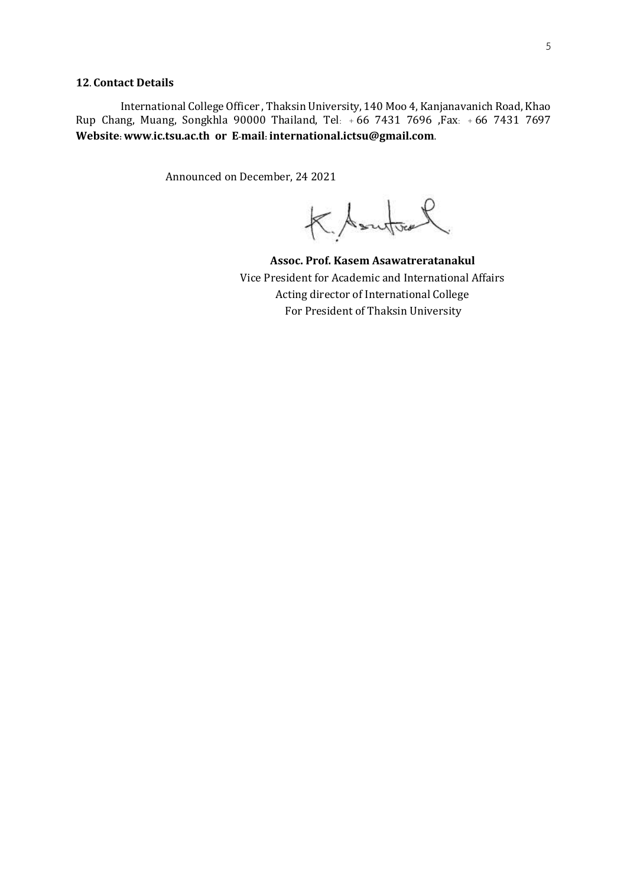**12. Contact Details**

International College Officer , Thaksin University, 140 Moo 4, Kanjanavanich Road, Khao Rup Chang, Muang, Songkhla 90000 Thailand, Tel: +66 7431 7696 ,Fax: +66 7431 7697 **Website: www.ic.tsu.ac.th or E-mail: international.ictsu@gmail.com**.

Announced on December, 24 2021

**Assoc. Prof. Kasem Asawatreratanakul**
Vice President for Academic and International Affairs
Acting director of International College
For President of Thaksin University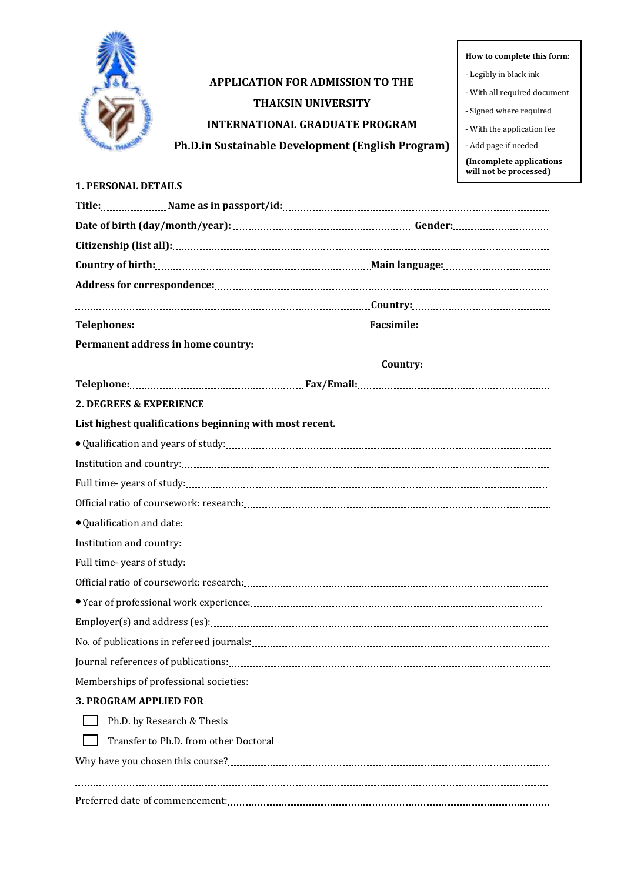**How to complete this form:**

- Legibly in black ink
- With all required document
- Signed where required
- With the application fee
- Add page if needed

**(Incomplete applications will not be processed)**

# APPLICATION FOR ADMISSION TO THE THAKSIN UNIVERSITY INTERNATIONAL GRADUATE PROGRAM

## Ph.D.in Sustainable Development (English Program)

### 1. PERSONAL DETAILS

**Title:** .................. **Name as in passport/id:** ..................................................................................

**Date of birth (day/month/year):** ............................................ **Gender:** ..........................

**Citizenship (list all):** ..................................................................................................

**Country of birth:** ............................................................ **Main language:** ..........................

**Address for correspondence:** ..................................................................................

................................................................................ **Country:** ..........................

**Telephones:** ........................................................................ **Facsimile:** ..........................

**Permanent address in home country:** ..............................................................................

................................................................................ **Country:** ..........................

**Telephone:** ................................................ **Fax/Email:** ..........................................

### 2. DEGREES & EXPERIENCE

**List highest qualifications beginning with most recent.**

- Qualification and years of study: ..................................................................................

Institution and country: ..................................................................................

Full time- years of study: ..................................................................................

Official ratio of coursework: research: ..................................................................................

- Qualification and date: ..................................................................................

Institution and country: ..................................................................................

Full time- years of study: ..................................................................................

Official ratio of coursework: research: ..................................................................................

- Year of professional work experience: ..................................................................................

Employer(s) and address (es): ..................................................................................

No. of publications in refereed journals: ..................................................................................

Journal references of publications: ..................................................................................

Memberships of professional societies: ..................................................................................

### 3. PROGRAM APPLIED FOR

- ☐ Ph.D. by Research & Thesis
- ☐ Transfer to Ph.D. from other Doctoral

Why have you chosen this course? ..................................................................................

..................................................................................

Preferred date of commencement: ..................................................................................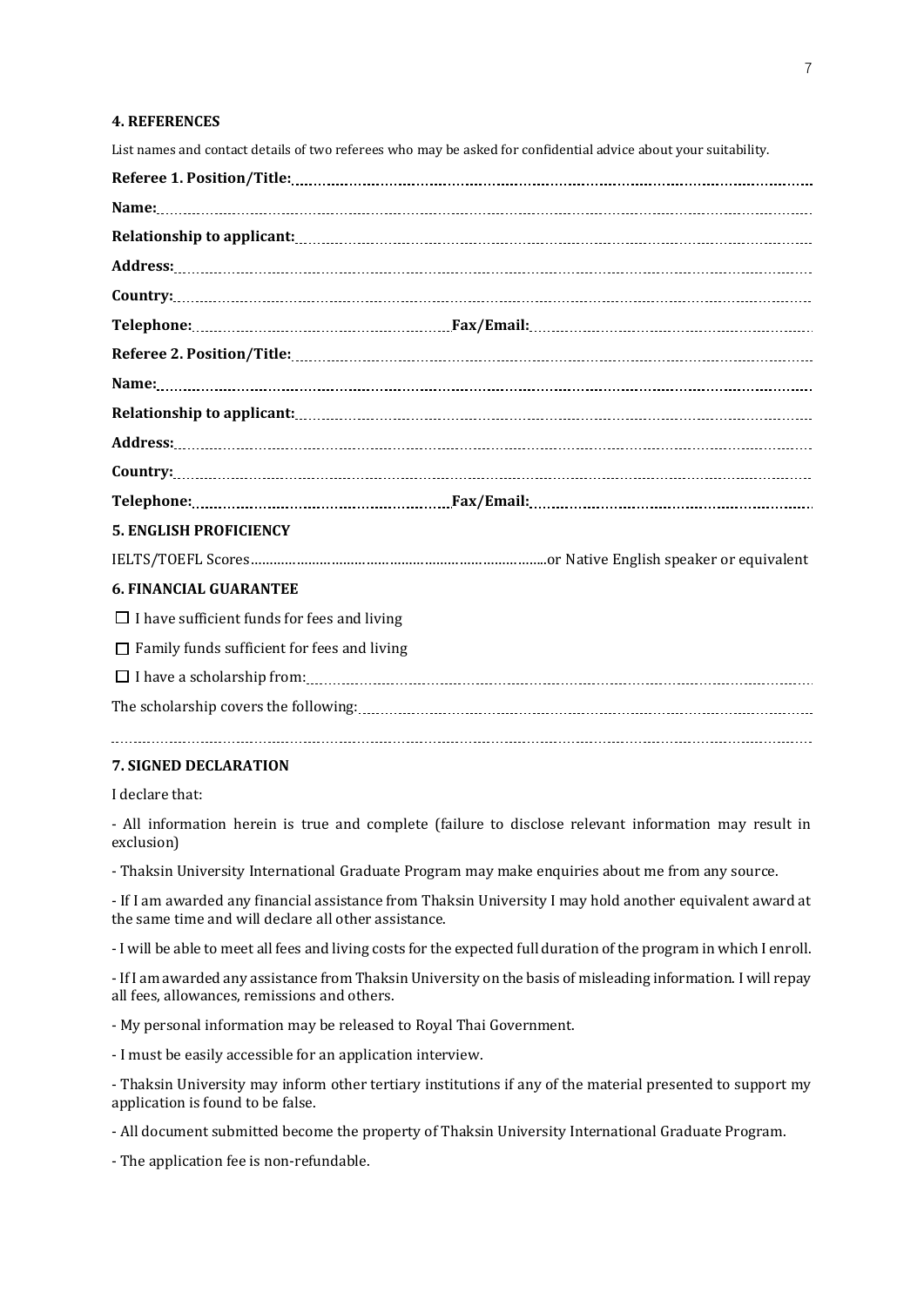## 4. REFERENCES

List names and contact details of two referees who may be asked for confidential advice about your suitability.

**Referee 1. Position/Title:**

**Name:**

**Relationship to applicant:**

**Address:**

**Country:**

**Telephone:** **Fax/Email:**

**Referee 2. Position/Title:**

**Name:**

**Relationship to applicant:**

**Address:**

**Country:**

**Telephone:** **Fax/Email:**

## 5. ENGLISH PROFICIENCY

IELTS/TOEFL Scores……………………………………………………………….or Native English speaker or equivalent

## 6. FINANCIAL GUARANTEE

☐ I have sufficient funds for fees and living

☐ Family funds sufficient for fees and living

☐ I have a scholarship from:

The scholarship covers the following:

## 7. SIGNED DECLARATION

I declare that:

- All information herein is true and complete (failure to disclose relevant information may result in exclusion)

- Thaksin University International Graduate Program may make enquiries about me from any source.

- If I am awarded any financial assistance from Thaksin University I may hold another equivalent award at the same time and will declare all other assistance.

- I will be able to meet all fees and living costs for the expected full duration of the program in which I enroll.

- If I am awarded any assistance from Thaksin University on the basis of misleading information. I will repay all fees, allowances, remissions and others.

- My personal information may be released to Royal Thai Government.

- I must be easily accessible for an application interview.

- Thaksin University may inform other tertiary institutions if any of the material presented to support my application is found to be false.

- All document submitted become the property of Thaksin University International Graduate Program.

- The application fee is non-refundable.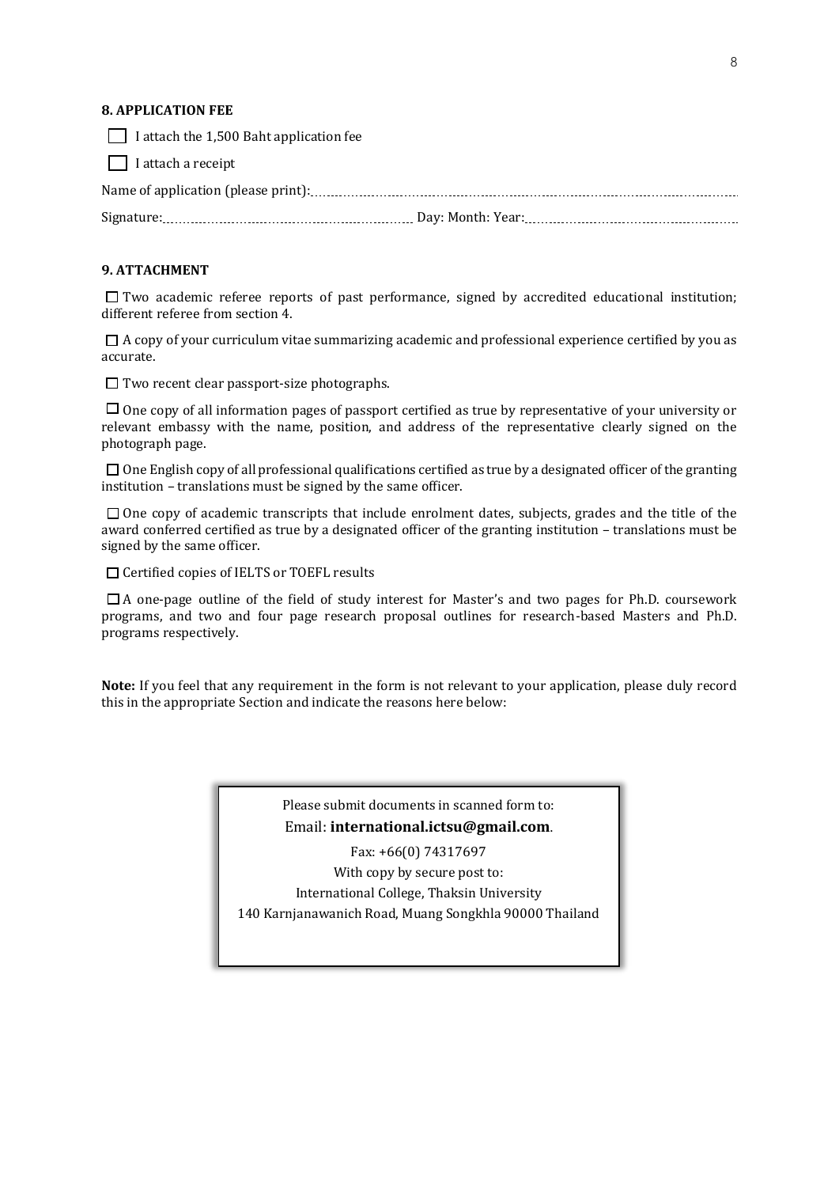**8. APPLICATION FEE**

☐ I attach the 1,500 Baht application fee

☐ I attach a receipt

Name of application (please print):..............................................................................................

Signature:........................................................ Day: Month: Year:........................................................

**9. ATTACHMENT**

☐ Two academic referee reports of past performance, signed by accredited educational institution; different referee from section 4.

☐ A copy of your curriculum vitae summarizing academic and professional experience certified by you as accurate.

☐ Two recent clear passport-size photographs.

☐ One copy of all information pages of passport certified as true by representative of your university or relevant embassy with the name, position, and address of the representative clearly signed on the photograph page.

☐ One English copy of all professional qualifications certified as true by a designated officer of the granting institution – translations must be signed by the same officer.

☐ One copy of academic transcripts that include enrolment dates, subjects, grades and the title of the award conferred certified as true by a designated officer of the granting institution – translations must be signed by the same officer.

☐ Certified copies of IELTS or TOEFL results

☐ A one-page outline of the field of study interest for Master's and two pages for Ph.D. coursework programs, and two and four page research proposal outlines for research-based Masters and Ph.D. programs respectively.

**Note:** If you feel that any requirement in the form is not relevant to your application, please duly record this in the appropriate Section and indicate the reasons here below:

Please submit documents in scanned form to:
Email: **international.ictsu@gmail.com**.
Fax: +66(0) 74317697
With copy by secure post to:
International College, Thaksin University
140 Karnjanawanich Road, Muang Songkhla 90000 Thailand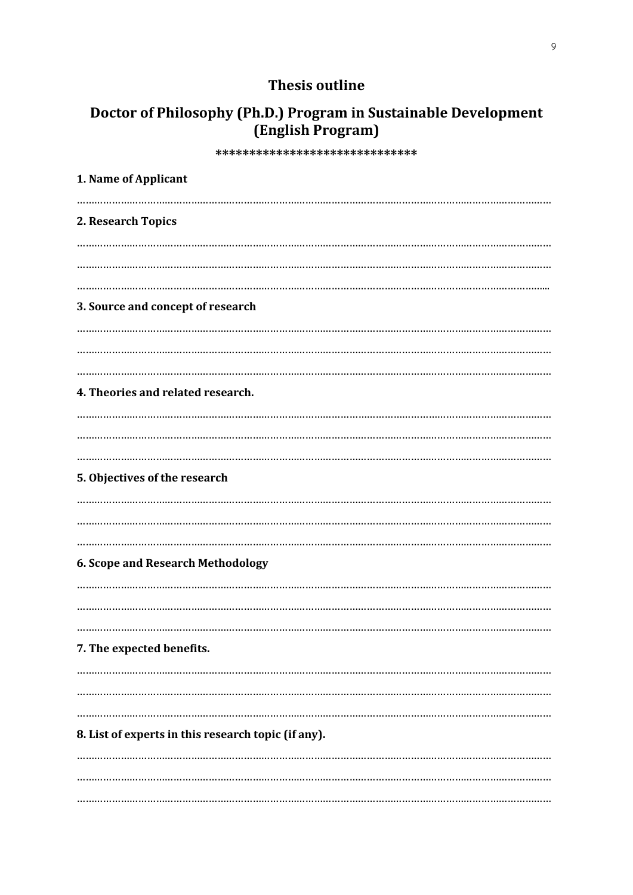# Thesis outline

## Doctor of Philosophy (Ph.D.) Program in Sustainable Development (English Program)

*****************************

**1. Name of Applicant**

..........................................................................................................................................................

**2. Research Topics**

..........................................................................................................................................................

..........................................................................................................................................................

..........................................................................................................................................................

**3. Source and concept of research**

..........................................................................................................................................................

..........................................................................................................................................................

..........................................................................................................................................................

**4. Theories and related research.**

..........................................................................................................................................................

..........................................................................................................................................................

..........................................................................................................................................................

**5. Objectives of the research**

..........................................................................................................................................................

..........................................................................................................................................................

..........................................................................................................................................................

**6. Scope and Research Methodology**

..........................................................................................................................................................

..........................................................................................................................................................

..........................................................................................................................................................

**7. The expected benefits.**

..........................................................................................................................................................

..........................................................................................................................................................

..........................................................................................................................................................

**8. List of experts in this research topic (if any).**

..........................................................................................................................................................

..........................................................................................................................................................

..........................................................................................................................................................